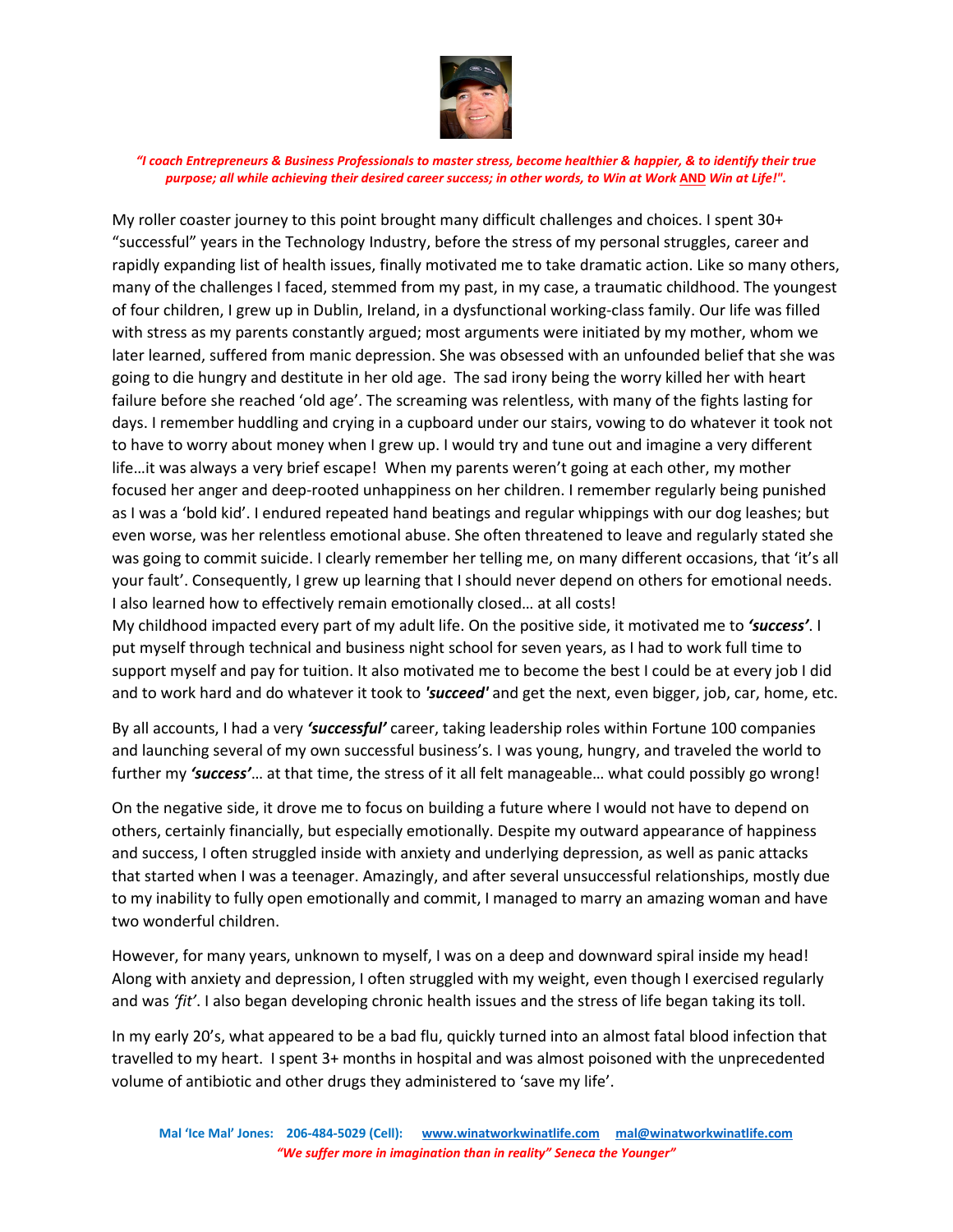***"I coach Entrepreneurs & Business Professionals to master stress, become healthier & happier, & to identify their true purpose; all while achieving their desired career success; in other words, to Win at Work AND Win at Life!".***

My roller coaster journey to this point brought many difficult challenges and choices. I spent 30+ "successful" years in the Technology Industry, before the stress of my personal struggles, career and rapidly expanding list of health issues, finally motivated me to take dramatic action. Like so many others, many of the challenges I faced, stemmed from my past, in my case, a traumatic childhood. The youngest of four children, I grew up in Dublin, Ireland, in a dysfunctional working-class family. Our life was filled with stress as my parents constantly argued; most arguments were initiated by my mother, whom we later learned, suffered from manic depression. She was obsessed with an unfounded belief that she was going to die hungry and destitute in her old age. The sad irony being the worry killed her with heart failure before she reached 'old age'. The screaming was relentless, with many of the fights lasting for days. I remember huddling and crying in a cupboard under our stairs, vowing to do whatever it took not to have to worry about money when I grew up. I would try and tune out and imagine a very different life…it was always a very brief escape! When my parents weren't going at each other, my mother focused her anger and deep-rooted unhappiness on her children. I remember regularly being punished as I was a 'bold kid'. I endured repeated hand beatings and regular whippings with our dog leashes; but even worse, was her relentless emotional abuse. She often threatened to leave and regularly stated she was going to commit suicide. I clearly remember her telling me, on many different occasions, that 'it's all your fault'. Consequently, I grew up learning that I should never depend on others for emotional needs. I also learned how to effectively remain emotionally closed… at all costs!

My childhood impacted every part of my adult life. On the positive side, it motivated me to ***'success'***. I put myself through technical and business night school for seven years, as I had to work full time to support myself and pay for tuition. It also motivated me to become the best I could be at every job I did and to work hard and do whatever it took to ***'succeed'*** and get the next, even bigger, job, car, home, etc.

By all accounts, I had a very ***'successful'*** career, taking leadership roles within Fortune 100 companies and launching several of my own successful business's. I was young, hungry, and traveled the world to further my ***'success'***… at that time, the stress of it all felt manageable… what could possibly go wrong!

On the negative side, it drove me to focus on building a future where I would not have to depend on others, certainly financially, but especially emotionally. Despite my outward appearance of happiness and success, I often struggled inside with anxiety and underlying depression, as well as panic attacks that started when I was a teenager. Amazingly, and after several unsuccessful relationships, mostly due to my inability to fully open emotionally and commit, I managed to marry an amazing woman and have two wonderful children.

However, for many years, unknown to myself, I was on a deep and downward spiral inside my head! Along with anxiety and depression, I often struggled with my weight, even though I exercised regularly and was *'fit'*. I also began developing chronic health issues and the stress of life began taking its toll.

In my early 20's, what appeared to be a bad flu, quickly turned into an almost fatal blood infection that travelled to my heart. I spent 3+ months in hospital and was almost poisoned with the unprecedented volume of antibiotic and other drugs they administered to 'save my life'.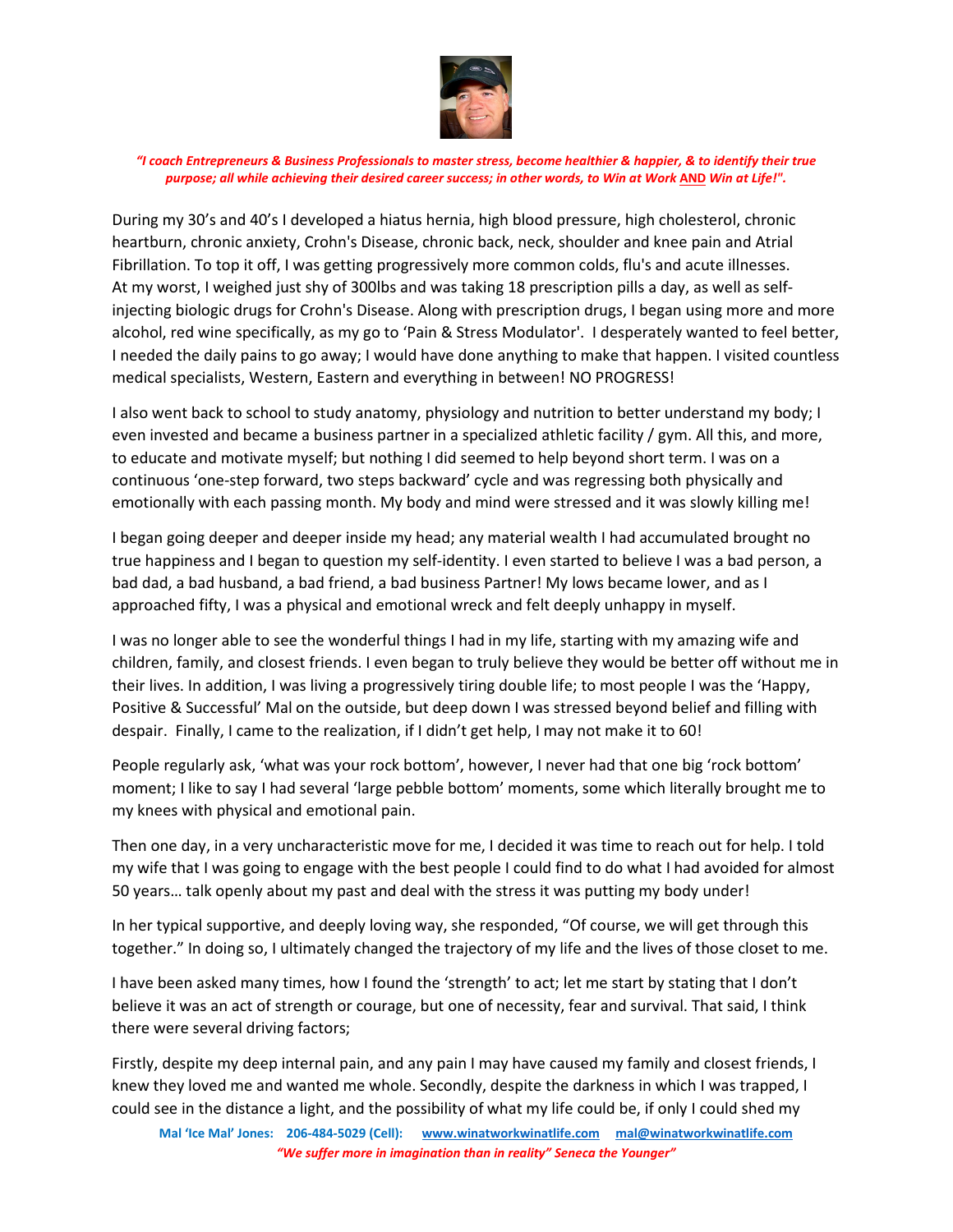*"I coach Entrepreneurs & Business Professionals to master stress, become healthier & happier, & to identify their true purpose; all while achieving their desired career success; in other words, to Win at Work AND Win at Life!".*

During my 30's and 40's I developed a hiatus hernia, high blood pressure, high cholesterol, chronic heartburn, chronic anxiety, Crohn's Disease, chronic back, neck, shoulder and knee pain and Atrial Fibrillation. To top it off, I was getting progressively more common colds, flu's and acute illnesses. At my worst, I weighed just shy of 300lbs and was taking 18 prescription pills a day, as well as self-injecting biologic drugs for Crohn's Disease. Along with prescription drugs, I began using more and more alcohol, red wine specifically, as my go to 'Pain & Stress Modulator'. I desperately wanted to feel better, I needed the daily pains to go away; I would have done anything to make that happen. I visited countless medical specialists, Western, Eastern and everything in between! NO PROGRESS!

I also went back to school to study anatomy, physiology and nutrition to better understand my body; I even invested and became a business partner in a specialized athletic facility / gym. All this, and more, to educate and motivate myself; but nothing I did seemed to help beyond short term. I was on a continuous 'one-step forward, two steps backward' cycle and was regressing both physically and emotionally with each passing month. My body and mind were stressed and it was slowly killing me!

I began going deeper and deeper inside my head; any material wealth I had accumulated brought no true happiness and I began to question my self-identity. I even started to believe I was a bad person, a bad dad, a bad husband, a bad friend, a bad business Partner! My lows became lower, and as I approached fifty, I was a physical and emotional wreck and felt deeply unhappy in myself.

I was no longer able to see the wonderful things I had in my life, starting with my amazing wife and children, family, and closest friends. I even began to truly believe they would be better off without me in their lives. In addition, I was living a progressively tiring double life; to most people I was the 'Happy, Positive & Successful' Mal on the outside, but deep down I was stressed beyond belief and filling with despair. Finally, I came to the realization, if I didn't get help, I may not make it to 60!

People regularly ask, 'what was your rock bottom', however, I never had that one big 'rock bottom' moment; I like to say I had several 'large pebble bottom' moments, some which literally brought me to my knees with physical and emotional pain.

Then one day, in a very uncharacteristic move for me, I decided it was time to reach out for help. I told my wife that I was going to engage with the best people I could find to do what I had avoided for almost 50 years… talk openly about my past and deal with the stress it was putting my body under!

In her typical supportive, and deeply loving way, she responded, "Of course, we will get through this together." In doing so, I ultimately changed the trajectory of my life and the lives of those closet to me.

I have been asked many times, how I found the 'strength' to act; let me start by stating that I don't believe it was an act of strength or courage, but one of necessity, fear and survival. That said, I think there were several driving factors;

Firstly, despite my deep internal pain, and any pain I may have caused my family and closest friends, I knew they loved me and wanted me whole. Secondly, despite the darkness in which I was trapped, I could see in the distance a light, and the possibility of what my life could be, if only I could shed my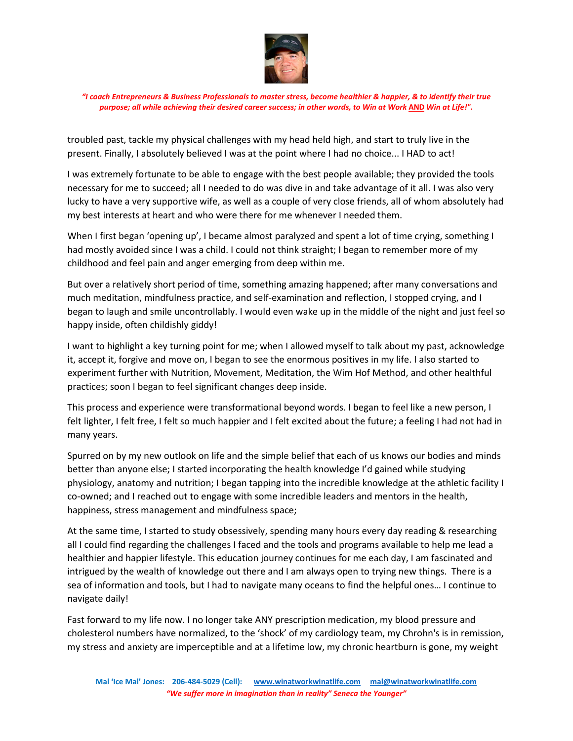troubled past, tackle my physical challenges with my head held high, and start to truly live in the present. Finally, I absolutely believed I was at the point where I had no choice... I HAD to act!

I was extremely fortunate to be able to engage with the best people available; they provided the tools necessary for me to succeed; all I needed to do was dive in and take advantage of it all. I was also very lucky to have a very supportive wife, as well as a couple of very close friends, all of whom absolutely had my best interests at heart and who were there for me whenever I needed them.

When I first began 'opening up', I became almost paralyzed and spent a lot of time crying, something I had mostly avoided since I was a child. I could not think straight; I began to remember more of my childhood and feel pain and anger emerging from deep within me.

But over a relatively short period of time, something amazing happened; after many conversations and much meditation, mindfulness practice, and self-examination and reflection, I stopped crying, and I began to laugh and smile uncontrollably. I would even wake up in the middle of the night and just feel so happy inside, often childishly giddy!

I want to highlight a key turning point for me; when I allowed myself to talk about my past, acknowledge it, accept it, forgive and move on, I began to see the enormous positives in my life. I also started to experiment further with Nutrition, Movement, Meditation, the Wim Hof Method, and other healthful practices; soon I began to feel significant changes deep inside.

This process and experience were transformational beyond words. I began to feel like a new person, I felt lighter, I felt free, I felt so much happier and I felt excited about the future; a feeling I had not had in many years.

Spurred on by my new outlook on life and the simple belief that each of us knows our bodies and minds better than anyone else; I started incorporating the health knowledge I'd gained while studying physiology, anatomy and nutrition; I began tapping into the incredible knowledge at the athletic facility I co-owned; and I reached out to engage with some incredible leaders and mentors in the health, happiness, stress management and mindfulness space;

At the same time, I started to study obsessively, spending many hours every day reading & researching all I could find regarding the challenges I faced and the tools and programs available to help me lead a healthier and happier lifestyle. This education journey continues for me each day, I am fascinated and intrigued by the wealth of knowledge out there and I am always open to trying new things. There is a sea of information and tools, but I had to navigate many oceans to find the helpful ones… I continue to navigate daily!

Fast forward to my life now. I no longer take ANY prescription medication, my blood pressure and cholesterol numbers have normalized, to the 'shock' of my cardiology team, my Chrohn's is in remission, my stress and anxiety are imperceptible and at a lifetime low, my chronic heartburn is gone, my weight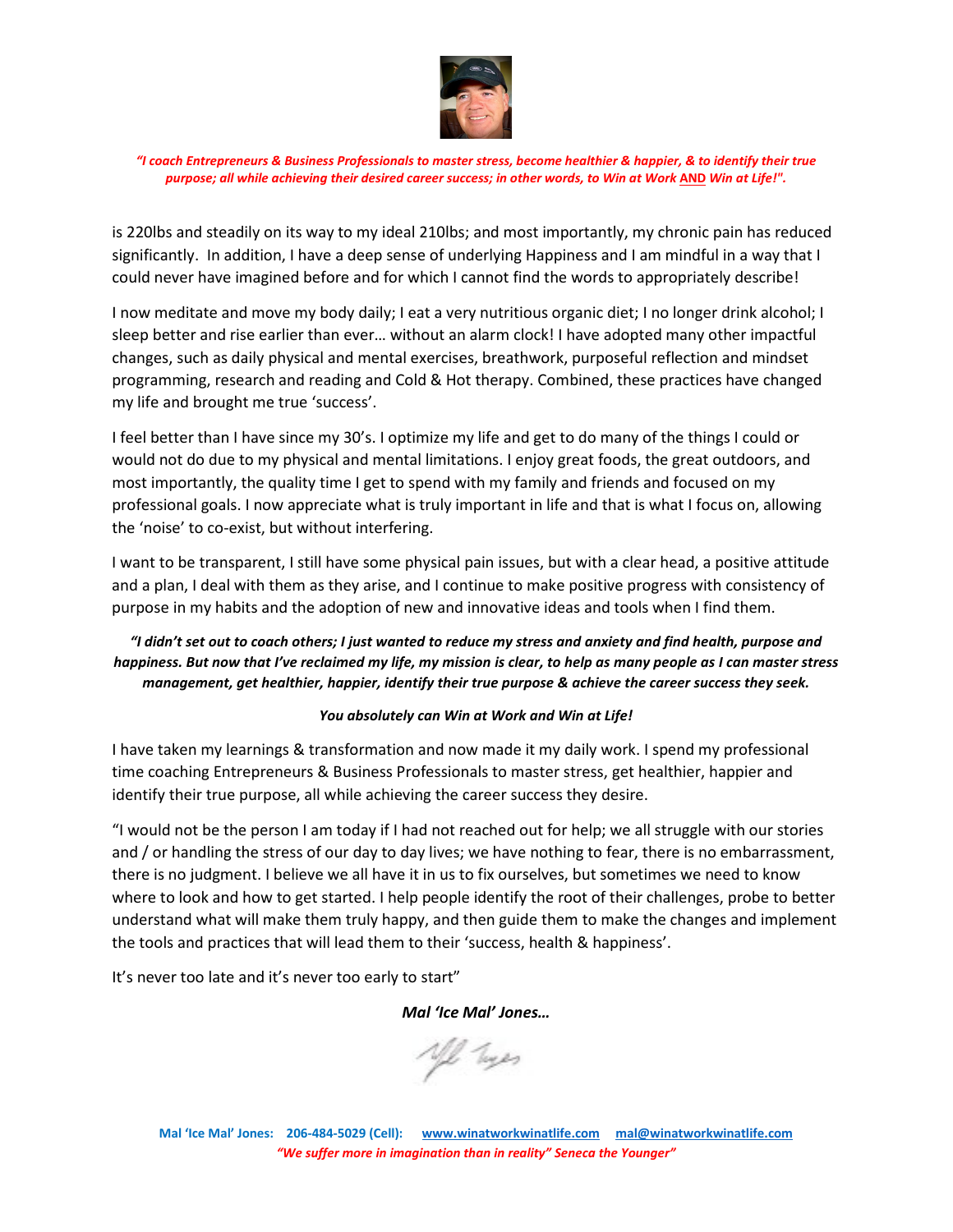***"I coach Entrepreneurs & Business Professionals to master stress, become healthier & happier, & to identify their true purpose; all while achieving their desired career success; in other words, to Win at Work AND Win at Life!".***

is 220lbs and steadily on its way to my ideal 210lbs; and most importantly, my chronic pain has reduced significantly. In addition, I have a deep sense of underlying Happiness and I am mindful in a way that I could never have imagined before and for which I cannot find the words to appropriately describe!

I now meditate and move my body daily; I eat a very nutritious organic diet; I no longer drink alcohol; I sleep better and rise earlier than ever… without an alarm clock! I have adopted many other impactful changes, such as daily physical and mental exercises, breathwork, purposeful reflection and mindset programming, research and reading and Cold & Hot therapy. Combined, these practices have changed my life and brought me true 'success'.

I feel better than I have since my 30's. I optimize my life and get to do many of the things I could or would not do due to my physical and mental limitations. I enjoy great foods, the great outdoors, and most importantly, the quality time I get to spend with my family and friends and focused on my professional goals. I now appreciate what is truly important in life and that is what I focus on, allowing the 'noise' to co-exist, but without interfering.

I want to be transparent, I still have some physical pain issues, but with a clear head, a positive attitude and a plan, I deal with them as they arise, and I continue to make positive progress with consistency of purpose in my habits and the adoption of new and innovative ideas and tools when I find them.

***"I didn't set out to coach others; I just wanted to reduce my stress and anxiety and find health, purpose and happiness. But now that I've reclaimed my life, my mission is clear, to help as many people as I can master stress management, get healthier, happier, identify their true purpose & achieve the career success they seek.***

***You absolutely can Win at Work and Win at Life!***

I have taken my learnings & transformation and now made it my daily work. I spend my professional time coaching Entrepreneurs & Business Professionals to master stress, get healthier, happier and identify their true purpose, all while achieving the career success they desire.

"I would not be the person I am today if I had not reached out for help; we all struggle with our stories and / or handling the stress of our day to day lives; we have nothing to fear, there is no embarrassment, there is no judgment. I believe we all have it in us to fix ourselves, but sometimes we need to know where to look and how to get started. I help people identify the root of their challenges, probe to better understand what will make them truly happy, and then guide them to make the changes and implement the tools and practices that will lead them to their 'success, health & happiness'.

It's never too late and it's never too early to start"

***Mal 'Ice Mal' Jones…***

**Mal 'Ice Mal' Jones: 206-484-5029 (Cell): www.winatworkwinatlife.com mal@winatworkwinatlife.com**

***"We suffer more in imagination than in reality" Seneca the Younger"***